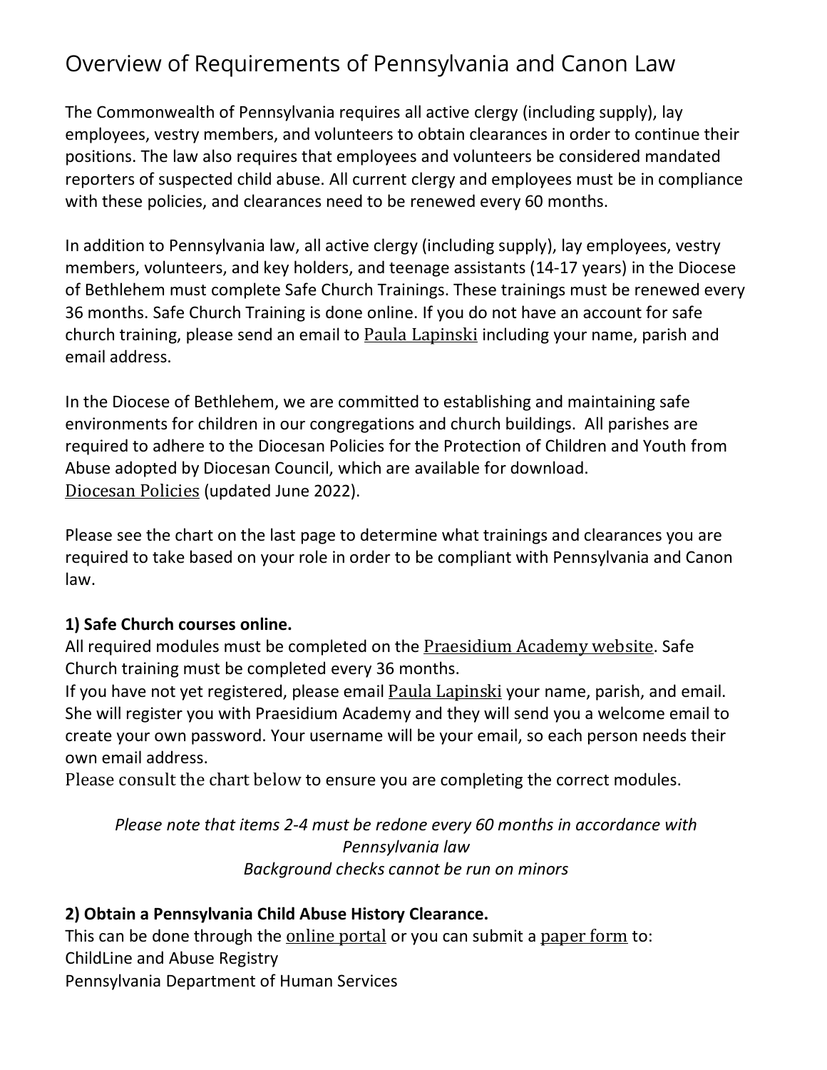# Overview of Requirements of Pennsylvania and Canon Law

The Commonwealth of Pennsylvania requires all active clergy (including supply), lay employees, vestry members, and volunteers to obtain clearances in order to continue their positions. The law also requires that employees and volunteers be considered mandated reporters of suspected child abuse. All current clergy and employees must be in compliance with these policies, and clearances need to be renewed every 60 months.

In addition to Pennsylvania law, all active clergy (including supply), lay employees, vestry members, volunteers, and key holders, and teenage assistants (14-17 years) in the Diocese of Bethlehem must complete Safe Church Trainings. These trainings must be renewed every 36 months. Safe Church Training is done online. If you do not have an account for safe church training, please send an email to Paula Lapinski including your name, parish and email address.

In the Diocese of Bethlehem, we are committed to establishing and maintaining safe environments for children in our congregations and church buildings. All parishes are required to adhere to the Diocesan Policies for the Protection of Children and Youth from Abuse adopted by Diocesan Council, which are available for download.
Diocesan Policies (updated June 2022).

Please see the chart on the last page to determine what trainings and clearances you are required to take based on your role in order to be compliant with Pennsylvania and Canon law.

**1) Safe Church courses online.**
All required modules must be completed on the Praesidium Academy website. Safe Church training must be completed every 36 months.
If you have not yet registered, please email Paula Lapinski your name, parish, and email. She will register you with Praesidium Academy and they will send you a welcome email to create your own password. Your username will be your email, so each person needs their own email address.
Please consult the chart below to ensure you are completing the correct modules.

*Please note that items 2-4 must be redone every 60 months in accordance with Pennsylvania law*
*Background checks cannot be run on minors*

**2) Obtain a Pennsylvania Child Abuse History Clearance.**
This can be done through the online portal or you can submit a paper form to:
ChildLine and Abuse Registry
Pennsylvania Department of Human Services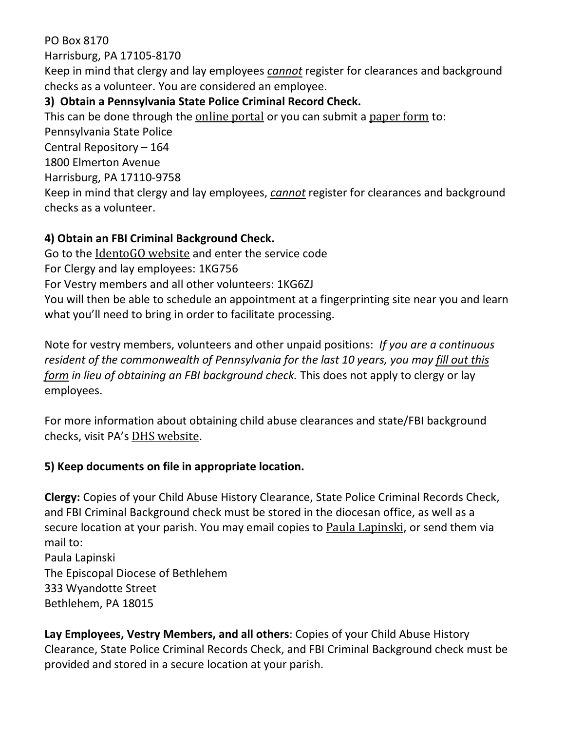PO Box 8170
Harrisburg, PA 17105-8170
Keep in mind that clergy and lay employees *cannot* register for clearances and background checks as a volunteer. You are considered an employee.

**3) Obtain a Pennsylvania State Police Criminal Record Check.**

This can be done through the online portal or you can submit a paper form to:
Pennsylvania State Police
Central Repository – 164
1800 Elmerton Avenue
Harrisburg, PA 17110-9758
Keep in mind that clergy and lay employees, *cannot* register for clearances and background checks as a volunteer.

**4) Obtain an FBI Criminal Background Check.**

Go to the IdentoGO website and enter the service code
For Clergy and lay employees: 1KG756
For Vestry members and all other volunteers: 1KG6ZJ
You will then be able to schedule an appointment at a fingerprinting site near you and learn what you'll need to bring in order to facilitate processing.

Note for vestry members, volunteers and other unpaid positions: *If you are a continuous resident of the commonwealth of Pennsylvania for the last 10 years, you may fill out this form in lieu of obtaining an FBI background check.* This does not apply to clergy or lay employees.

For more information about obtaining child abuse clearances and state/FBI background checks, visit PA's DHS website.

**5) Keep documents on file in appropriate location.**

**Clergy:** Copies of your Child Abuse History Clearance, State Police Criminal Records Check, and FBI Criminal Background check must be stored in the diocesan office, as well as a secure location at your parish. You may email copies to Paula Lapinski, or send them via mail to:
Paula Lapinski
The Episcopal Diocese of Bethlehem
333 Wyandotte Street
Bethlehem, PA 18015

**Lay Employees, Vestry Members, and all others**: Copies of your Child Abuse History Clearance, State Police Criminal Records Check, and FBI Criminal Background check must be provided and stored in a secure location at your parish.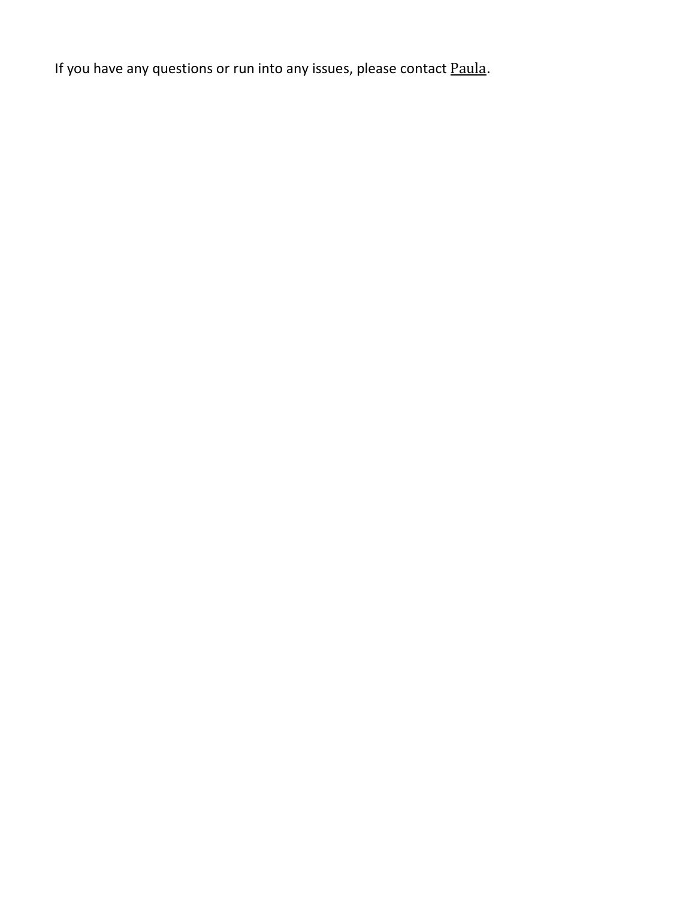If you have any questions or run into any issues, please contact Paula.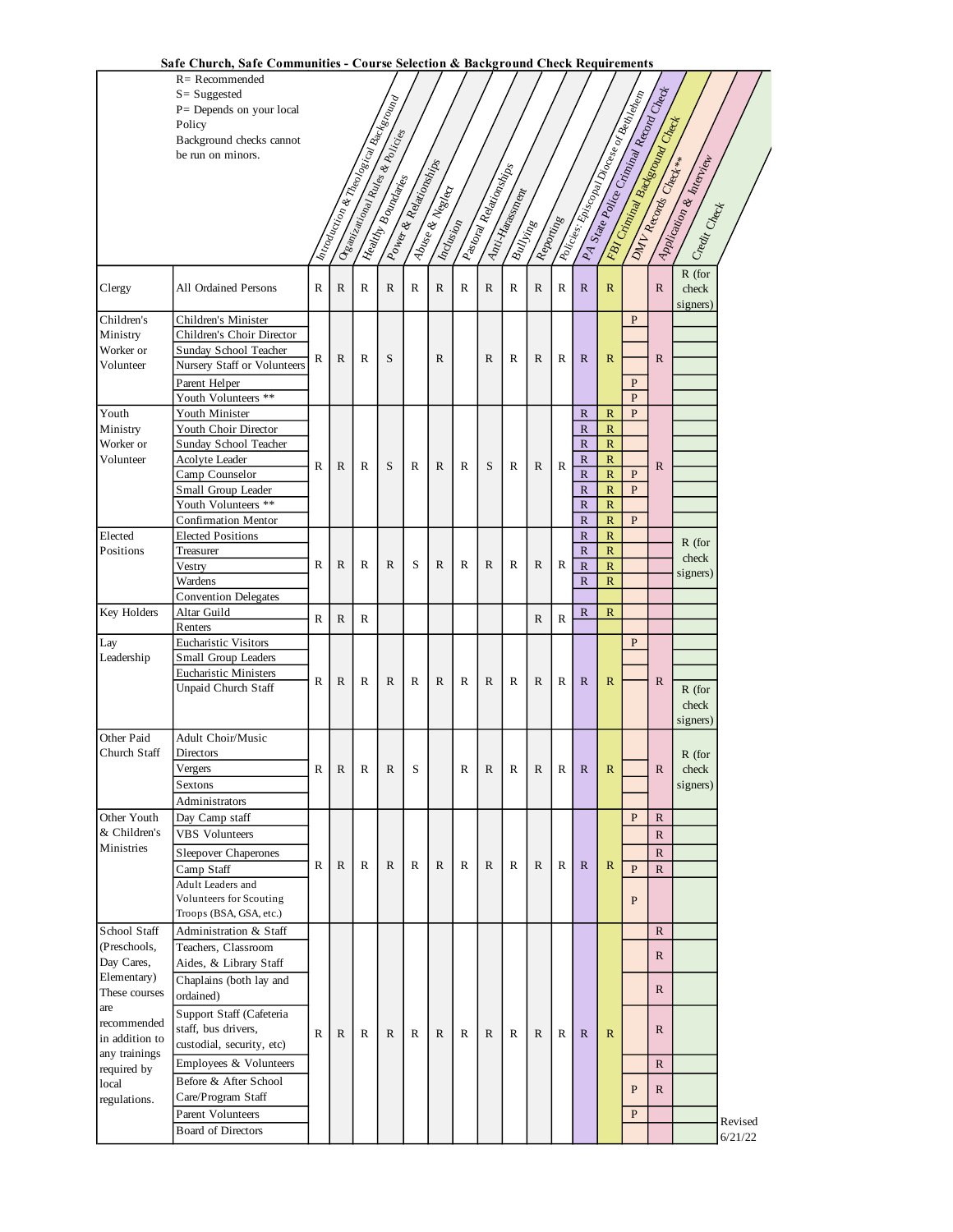**Safe Church, Safe Communities - Course Selection & Background Check Requirements**

R= Recommended
S= Suggested
P= Depends on your local Policy
Background checks cannot be run on minors.

| | | Introduction & Theological Background | Organizational Rules & Policies | Healthy Boundaries | Power & Relationships | Abuse & Neglect | Inclusion | Pastoral Relationships | Anti-Harassment | Bullying | Reporting | Policies: Episcopal Diocese of Bethlehem | PA State Police Criminal Record Check | FBI Criminal Background Check | DMV Records Check** | Application & Interview | Credit Check |
|---|---|---|---|---|---|---|---|---|---|---|---|---|---|---|---|---|---|
| Clergy | All Ordained Persons | R | R | R | R | R | R | R | R | R | R | R | R | R | | R | R (for check signers) |
| Children's Ministry Worker or Volunteer | Children's Minister | R | R | R | S | | R | | R | R | R | R | R | R | P | R | |
| | Children's Choir Director | R | R | R | S | | R | | R | R | R | R | R | R | | R | |
| | Sunday School Teacher | R | R | R | S | | R | | R | R | R | R | R | R | | R | |
| | Nursery Staff or Volunteers | R | R | R | S | | R | | R | R | R | R | R | R | | R | |
| | Parent Helper | R | R | R | S | | R | | R | R | R | R | R | R | P | R | |
| | Youth Volunteers ** | R | R | R | S | | R | | R | R | R | R | R | R | P | R | |
| Youth Ministry Worker or Volunteer | Youth Minister | R | R | R | S | R | R | R | S | R | R | R | R | R | P | R | |
| | Youth Choir Director | R | R | R | S | R | R | R | S | R | R | R | R | R | | R | |
| | Sunday School Teacher | R | R | R | S | R | R | R | S | R | R | R | R | R | | R | |
| | Acolyte Leader | R | R | R | S | R | R | R | S | R | R | R | R | R | | R | |
| | Camp Counselor | R | R | R | S | R | R | R | S | R | R | R | R | R | P | R | |
| | Small Group Leader | R | R | R | S | R | R | R | S | R | R | R | R | R | P | R | |
| | Youth Volunteers ** | R | R | R | S | R | R | R | S | R | R | R | R | R | | R | |
| | Confirmation Mentor | R | R | R | S | R | R | R | S | R | R | R | R | R | P | R | |
| Elected Positions | Elected Positions | R | R | R | R | S | R | R | R | R | R | R | R | R | | | R (for check signers) |
| | Treasurer | R | R | R | R | S | R | R | R | R | R | R | R | R | | | R (for check signers) |
| | Vestry | R | R | R | R | S | R | R | R | R | R | R | R | R | | | R (for check signers) |
| | Wardens | R | R | R | R | S | R | R | R | R | R | R | R | R | | | |
| | Convention Delegates | R | R | R | R | S | R | R | R | R | R | R | | | | | |
| Key Holders | Altar Guild | R | R | R | | | | | | | R | R | R | R | | | |
| | Renters | R | R | R | | | | | | | R | R | | | | | |
| Lay Leadership | Eucharistic Visitors | R | R | R | R | R | R | R | R | R | R | R | R | R | P | R | |
| | Small Group Leaders | R | R | R | R | R | R | R | R | R | R | R | R | R | | R | |
| | Eucharistic Ministers | R | R | R | R | R | R | R | R | R | R | R | R | R | | R | |
| | Unpaid Church Staff | R | R | R | R | R | R | R | R | R | R | R | R | R | | R | R (for check signers) |
| Other Paid Church Staff | Adult Choir/Music Directors | R | R | R | R | S | | R | R | R | R | R | R | R | | R | R (for check signers) |
| | Vergers | R | R | R | R | S | | R | R | R | R | R | R | R | | R | R (for check signers) |
| | Sextons | R | R | R | R | S | | R | R | R | R | R | R | R | | R | R (for check signers) |
| | Administrators | R | R | R | R | S | | R | R | R | R | R | R | R | | R | R (for check signers) |
| Other Youth & Children's Ministries | Day Camp staff | R | R | R | R | R | R | R | R | R | R | R | R | R | P | R | |
| | VBS Volunteers | R | R | R | R | R | R | R | R | R | R | R | R | R | | R | |
| | Sleepover Chaperones | R | R | R | R | R | R | R | R | R | R | R | R | R | | R | |
| | Camp Staff | R | R | R | R | R | R | R | R | R | R | R | R | R | P | R | |
| | Adult Leaders and Volunteers for Scouting Troops (BSA, GSA, etc.) | R | R | R | R | R | R | R | R | R | R | R | R | R | P | | |
| School Staff (Preschools, Day Cares, Elementary) These courses are recommended in addition to any trainings required by local regulations. | Administration & Staff | R | R | R | R | R | R | R | R | R | R | R | R | R | | R | |
| | Teachers, Classroom Aides, & Library Staff | R | R | R | R | R | R | R | R | R | R | R | R | R | | R | |
| | Chaplains (both lay and ordained) | R | R | R | R | R | R | R | R | R | R | R | R | R | | R | |
| | Support Staff (Cafeteria staff, bus drivers, custodial, security, etc) | R | R | R | R | R | R | R | R | R | R | R | R | R | | R | |
| | Employees & Volunteers | R | R | R | R | R | R | R | R | R | R | R | R | R | | R | |
| | Before & After School Care/Program Staff | R | R | R | R | R | R | R | R | R | R | R | R | R | P | R | |
| | Parent Volunteers | R | R | R | R | R | R | R | R | R | R | R | R | R | P | | |
| | Board of Directors | R | R | R | R | R | R | R | R | R | R | R | R | R | | | |

Revised 6/21/22